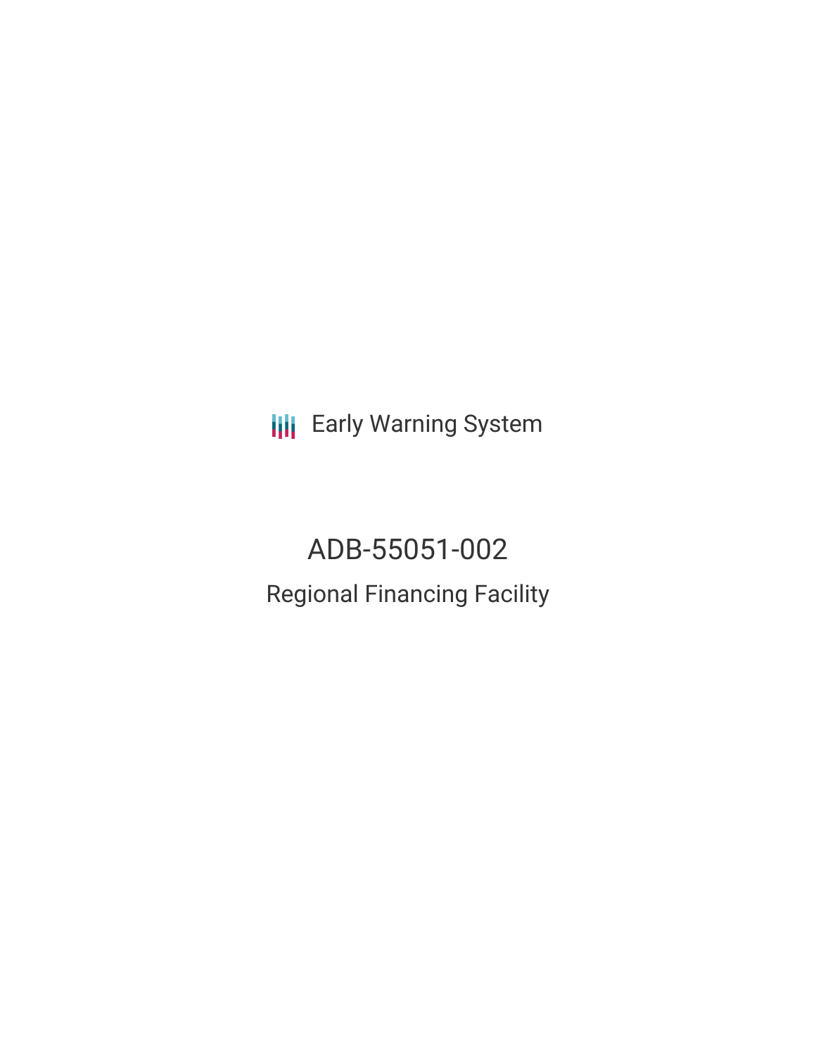Early Warning System

# ADB-55051-002

## Regional Financing Facility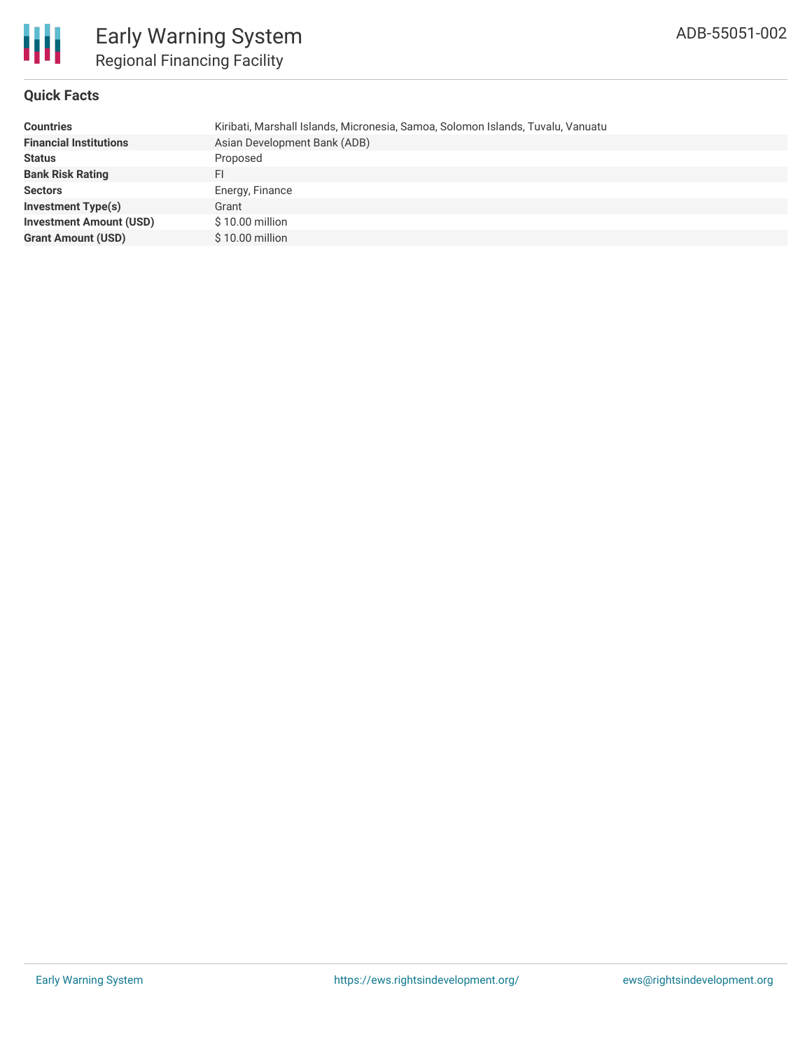# Early Warning System

## Regional Financing Facility

ADB-55051-002

### Quick Facts

| | |
|---|---|
| **Countries** | Kiribati, Marshall Islands, Micronesia, Samoa, Solomon Islands, Tuvalu, Vanuatu |
| **Financial Institutions** | Asian Development Bank (ADB) |
| **Status** | Proposed |
| **Bank Risk Rating** | FI |
| **Sectors** | Energy, Finance |
| **Investment Type(s)** | Grant |
| **Investment Amount (USD)** | $ 10.00 million |
| **Grant Amount (USD)** | $ 10.00 million |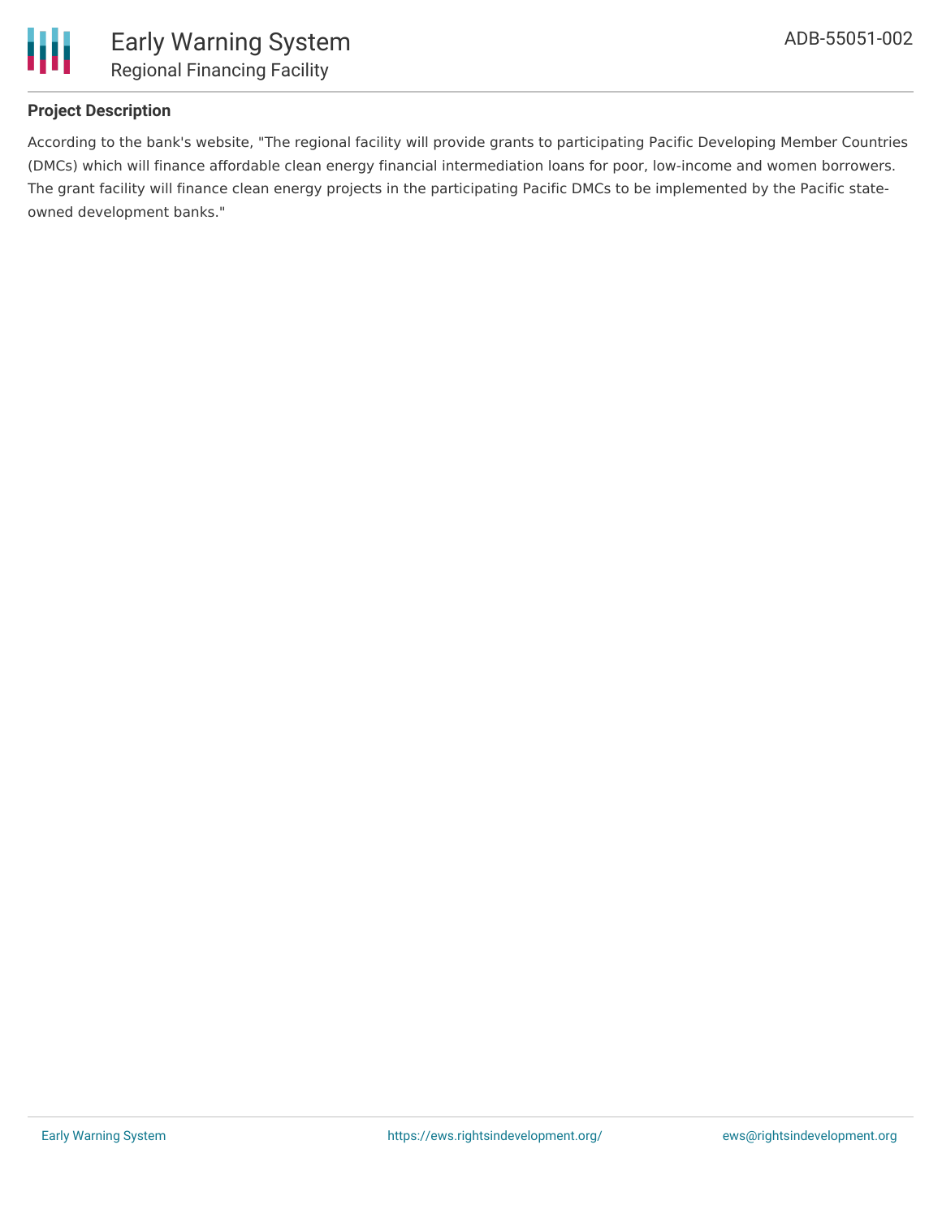### Project Description

According to the bank's website, "The regional facility will provide grants to participating Pacific Developing Member Countries (DMCs) which will finance affordable clean energy financial intermediation loans for poor, low-income and women borrowers. The grant facility will finance clean energy projects in the participating Pacific DMCs to be implemented by the Pacific state-owned development banks."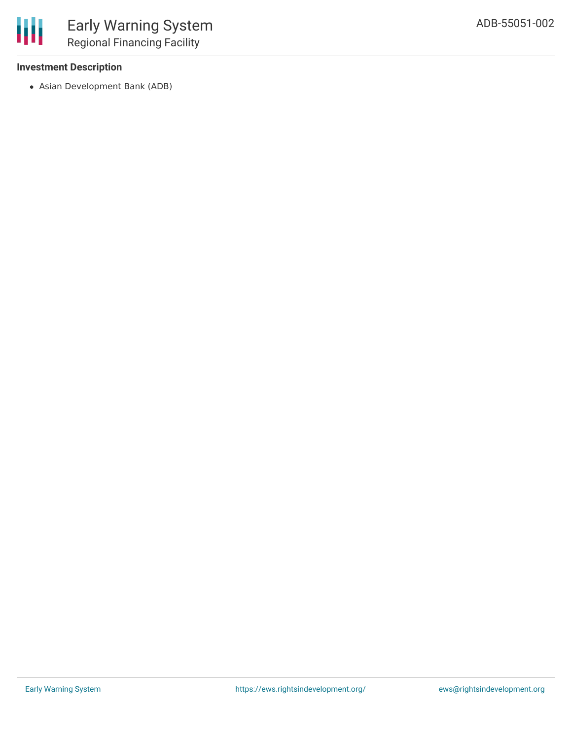**Investment Description**

- Asian Development Bank (ADB)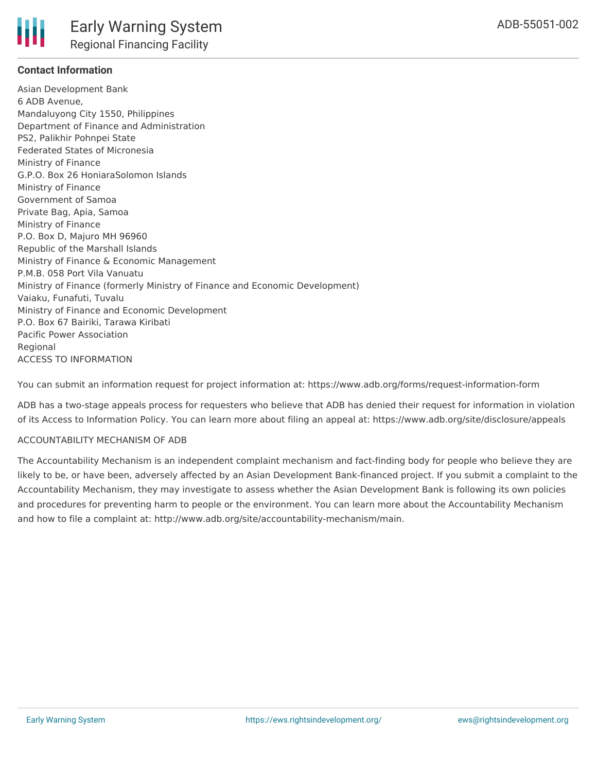**Contact Information**

Asian Development Bank
6 ADB Avenue,
Mandaluyong City 1550, Philippines
Department of Finance and Administration
PS2, Palikhir Pohnpei State
Federated States of Micronesia
Ministry of Finance
G.P.O. Box 26 HoniaraSolomon Islands
Ministry of Finance
Government of Samoa
Private Bag, Apia, Samoa
Ministry of Finance
P.O. Box D, Majuro MH 96960
Republic of the Marshall Islands
Ministry of Finance & Economic Management
P.M.B. 058 Port Vila Vanuatu
Ministry of Finance (formerly Ministry of Finance and Economic Development)
Vaiaku, Funafuti, Tuvalu
Ministry of Finance and Economic Development
P.O. Box 67 Bairiki, Tarawa Kiribati
Pacific Power Association
Regional
ACCESS TO INFORMATION

You can submit an information request for project information at: https://www.adb.org/forms/request-information-form

ADB has a two-stage appeals process for requesters who believe that ADB has denied their request for information in violation of its Access to Information Policy. You can learn more about filing an appeal at: https://www.adb.org/site/disclosure/appeals

ACCOUNTABILITY MECHANISM OF ADB

The Accountability Mechanism is an independent complaint mechanism and fact-finding body for people who believe they are likely to be, or have been, adversely affected by an Asian Development Bank-financed project. If you submit a complaint to the Accountability Mechanism, they may investigate to assess whether the Asian Development Bank is following its own policies and procedures for preventing harm to people or the environment. You can learn more about the Accountability Mechanism and how to file a complaint at: http://www.adb.org/site/accountability-mechanism/main.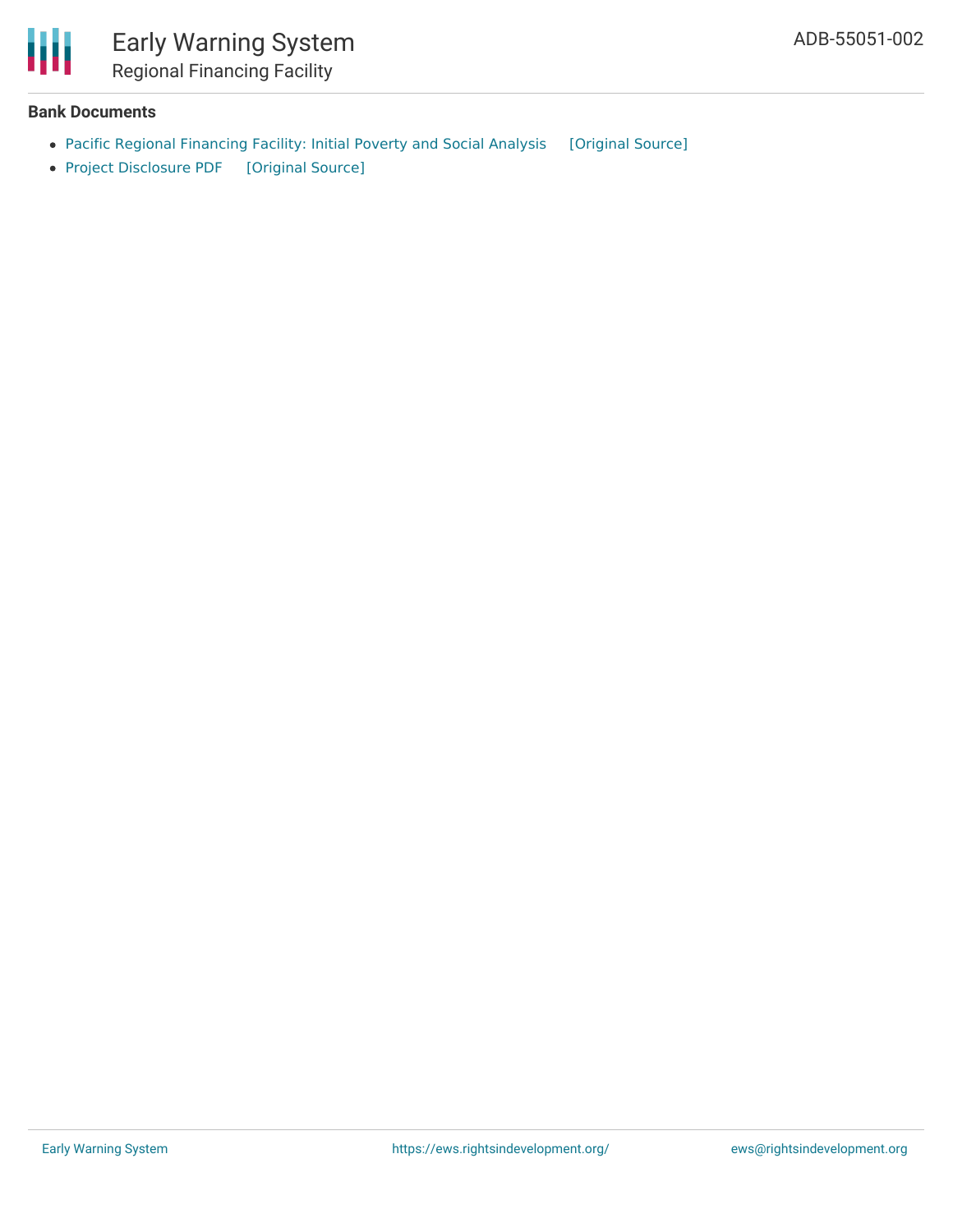**Bank Documents**

- Pacific Regional Financing Facility: Initial Poverty and Social Analysis [Original Source]
- Project Disclosure PDF [Original Source]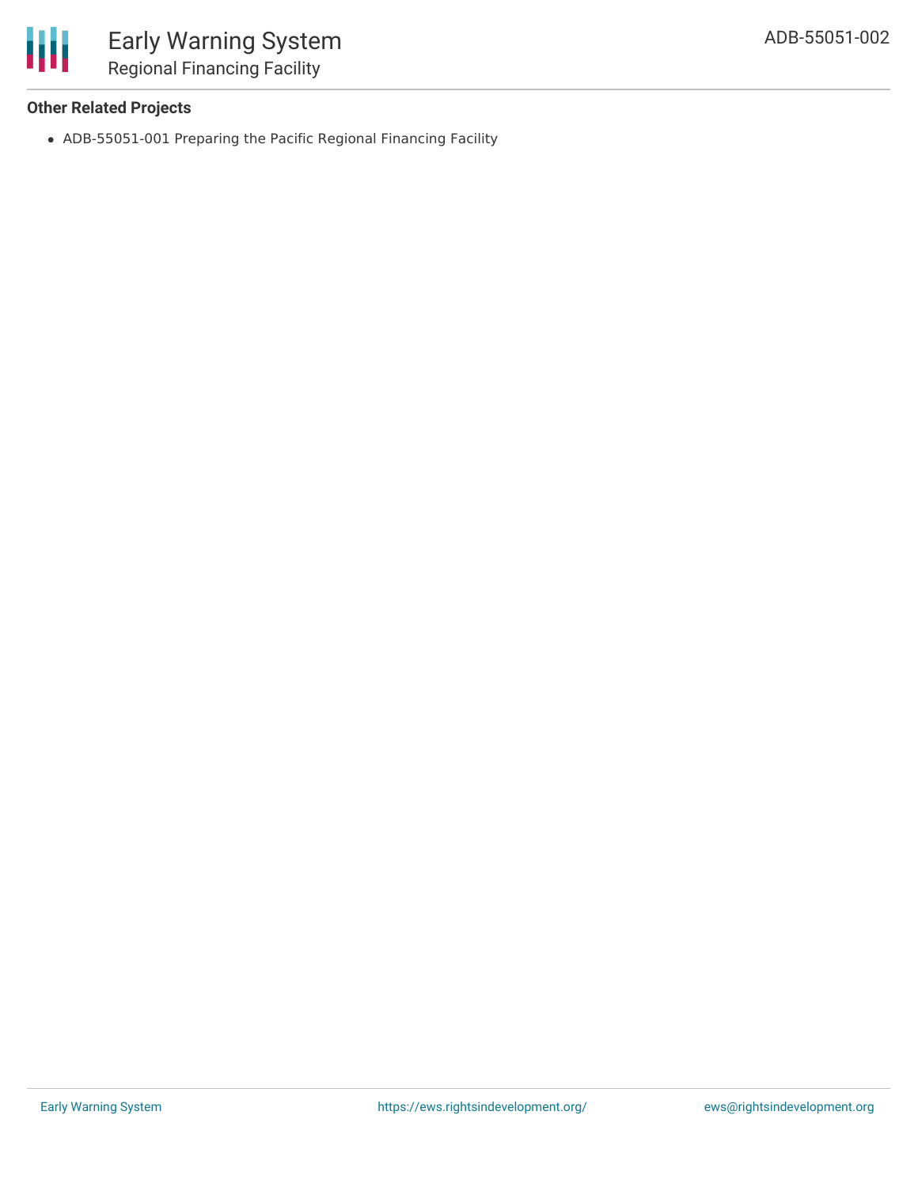**Other Related Projects**

- ADB-55051-001 Preparing the Pacific Regional Financing Facility